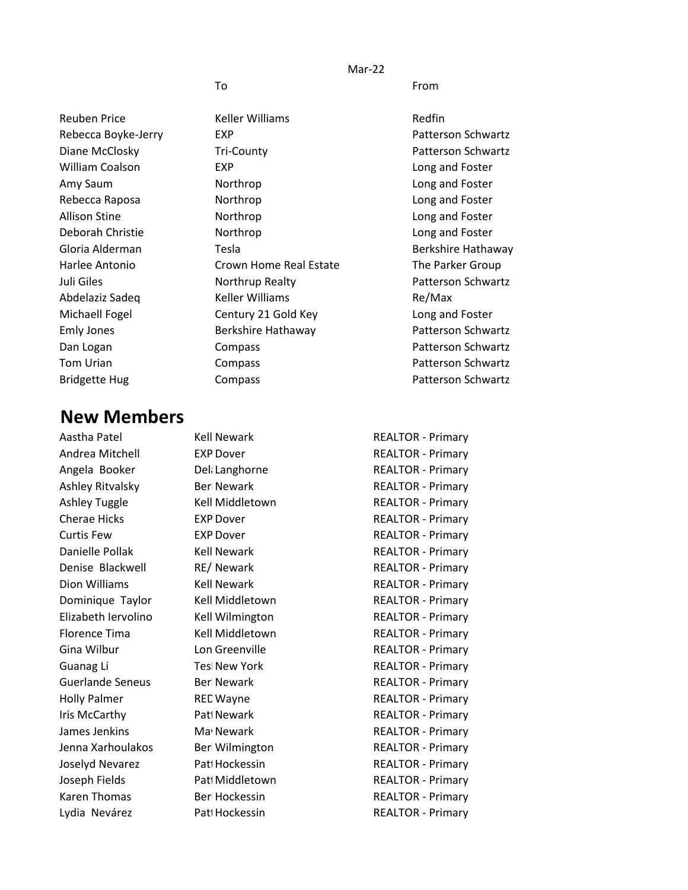Mar-22

| | To | From |
|---|---|---|
| Reuben Price | Keller Williams | Redfin |
| Rebecca Boyke-Jerry | EXP | Patterson Schwartz |
| Diane McClosky | Tri-County | Patterson Schwartz |
| William Coalson | EXP | Long and Foster |
| Amy Saum | Northrop | Long and Foster |
| Rebecca Raposa | Northrop | Long and Foster |
| Allison Stine | Northrop | Long and Foster |
| Deborah Christie | Northrop | Long and Foster |
| Gloria Alderman | Tesla | Berkshire Hathaway |
| Harlee Antonio | Crown Home Real Estate | The Parker Group |
| Juli Giles | Northrup Realty | Patterson Schwartz |
| Abdelaziz Sadeq | Keller Williams | Re/Max |
| Michaell Fogel | Century 21 Gold Key | Long and Foster |
| Emly Jones | Berkshire Hathaway | Patterson Schwartz |
| Dan Logan | Compass | Patterson Schwartz |
| Tom Urian | Compass | Patterson Schwartz |
| Bridgette Hug | Compass | Patterson Schwartz |

## New Members

| | | | |
|---|---|---|---|
| Aastha Patel | Kell | Newark | REALTOR - Primary |
| Andrea Mitchell | EXP | Dover | REALTOR - Primary |
| Angela Booker | Dela | Langhorne | REALTOR - Primary |
| Ashley Ritvalsky | Ber | Newark | REALTOR - Primary |
| Ashley Tuggle | Kell | Middletown | REALTOR - Primary |
| Cherae Hicks | EXP | Dover | REALTOR - Primary |
| Curtis Few | EXP | Dover | REALTOR - Primary |
| Danielle Pollak | Kell | Newark | REALTOR - Primary |
| Denise Blackwell | RE/ | Newark | REALTOR - Primary |
| Dion Williams | Kell | Newark | REALTOR - Primary |
| Dominique Taylor | Kell | Middletown | REALTOR - Primary |
| Elizabeth Iervolino | Kell | Wilmington | REALTOR - Primary |
| Florence Tima | Kell | Middletown | REALTOR - Primary |
| Gina Wilbur | Lon | Greenville | REALTOR - Primary |
| Guanag Li | Tes | New York | REALTOR - Primary |
| Guerlande Seneus | Ber | Newark | REALTOR - Primary |
| Holly Palmer | RED | Wayne | REALTOR - Primary |
| Iris McCarthy | Patt | Newark | REALTOR - Primary |
| James Jenkins | May | Newark | REALTOR - Primary |
| Jenna Xarhoulakos | Ber | Wilmington | REALTOR - Primary |
| Joselyd Nevarez | Patt | Hockessin | REALTOR - Primary |
| Joseph Fields | Patt | Middletown | REALTOR - Primary |
| Karen Thomas | Ber | Hockessin | REALTOR - Primary |
| Lydia Nevárez | Patt | Hockessin | REALTOR - Primary |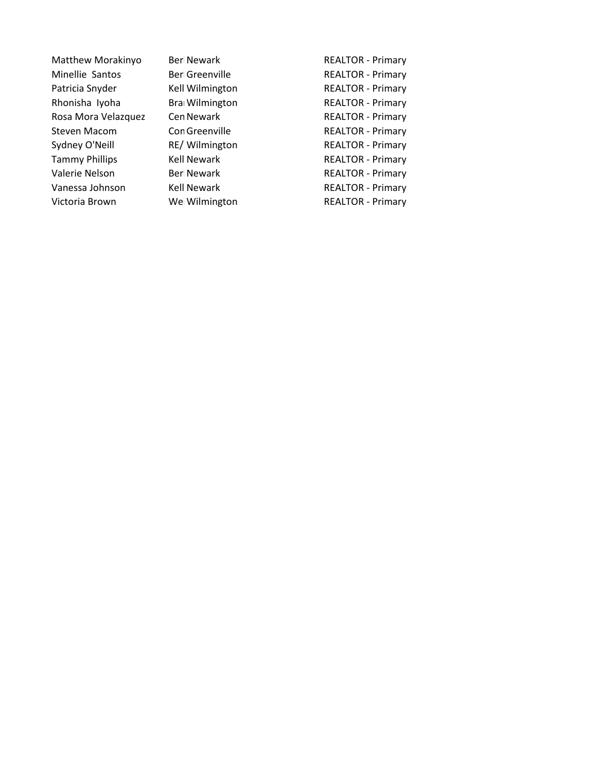| | | | |
|---|---|---|---|
| Matthew Morakinyo | Ber | Newark | REALTOR - Primary |
| Minellie Santos | Ber | Greenville | REALTOR - Primary |
| Patricia Snyder | Kell | Wilmington | REALTOR - Primary |
| Rhonisha Iyoha | Bra | Wilmington | REALTOR - Primary |
| Rosa Mora Velazquez | Cen | Newark | REALTOR - Primary |
| Steven Macom | Con | Greenville | REALTOR - Primary |
| Sydney O'Neill | RE/ | Wilmington | REALTOR - Primary |
| Tammy Phillips | Kell | Newark | REALTOR - Primary |
| Valerie Nelson | Ber | Newark | REALTOR - Primary |
| Vanessa Johnson | Kell | Newark | REALTOR - Primary |
| Victoria Brown | We | Wilmington | REALTOR - Primary |